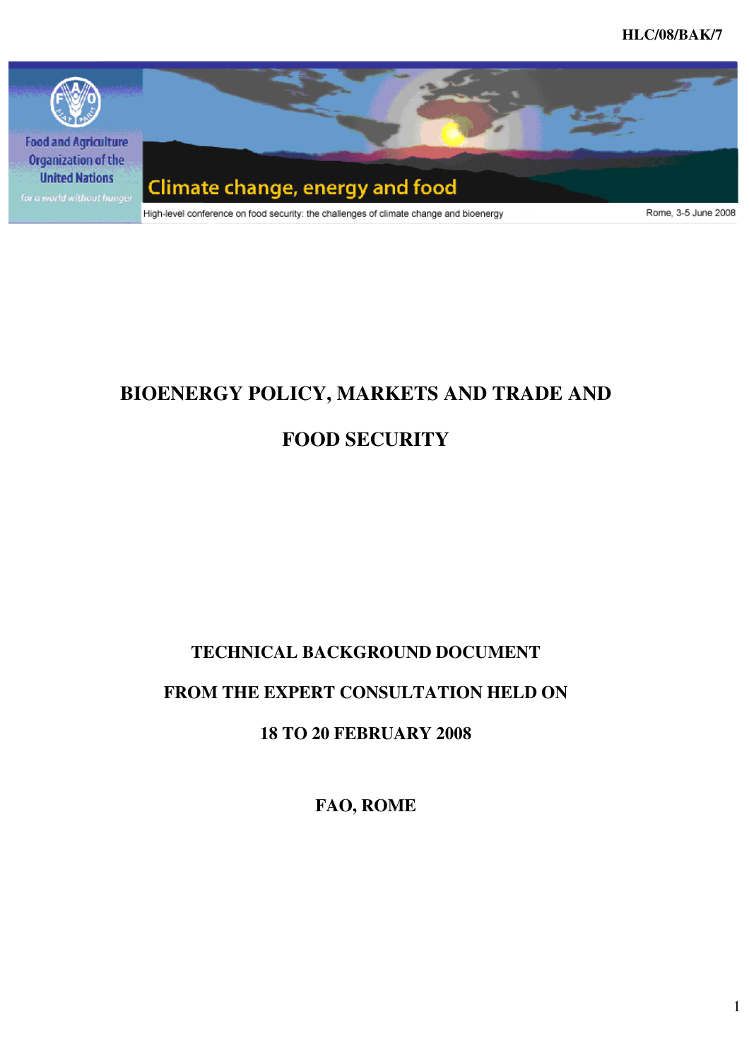HLC/08/BAK/7

Food and Agriculture Organization of the United Nations

*for a world without hunger*

Climate change, energy and food

High-level conference on food security: the challenges of climate change and bioenergy

Rome, 3-5 June 2008

# BIOENERGY POLICY, MARKETS AND TRADE AND FOOD SECURITY

**TECHNICAL BACKGROUND DOCUMENT**

**FROM THE EXPERT CONSULTATION HELD ON**

**18 TO 20 FEBRUARY 2008**

**FAO, ROME**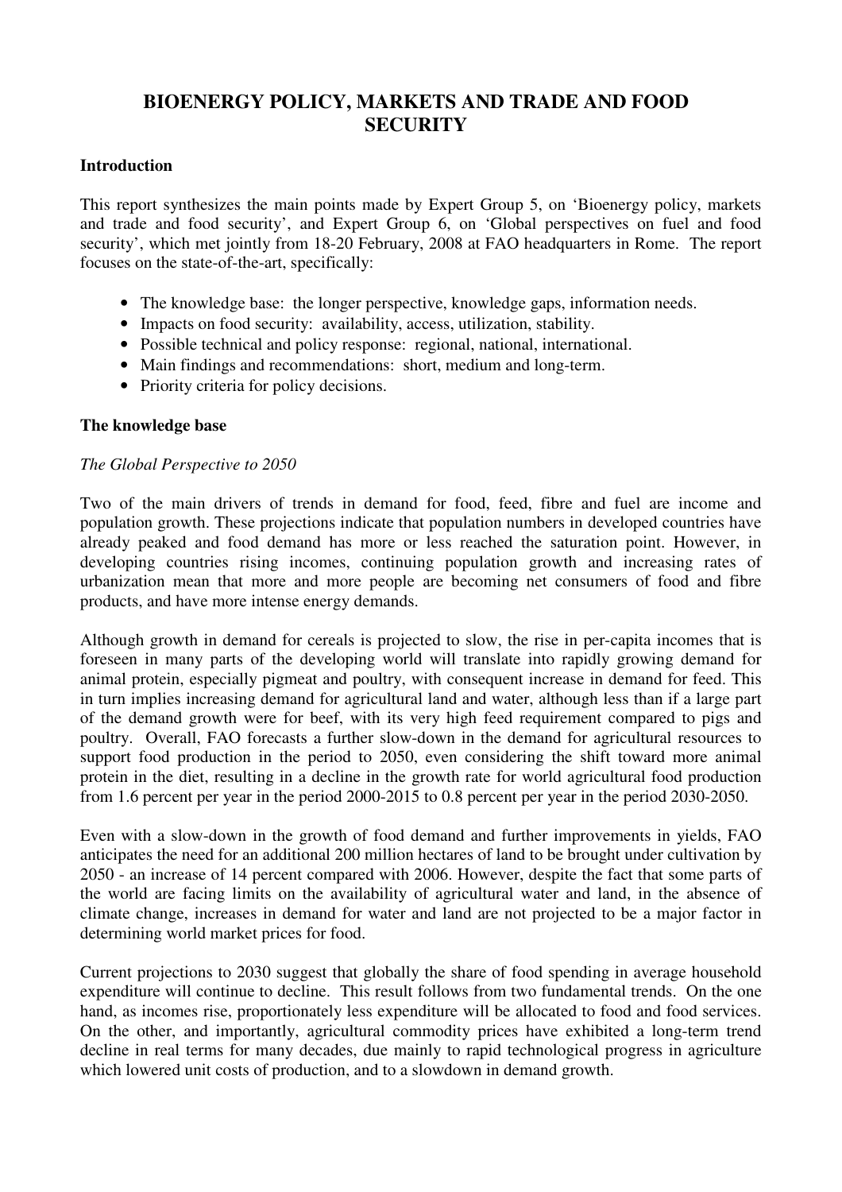# BIOENERGY POLICY, MARKETS AND TRADE AND FOOD SECURITY

## Introduction

This report synthesizes the main points made by Expert Group 5, on 'Bioenergy policy, markets and trade and food security', and Expert Group 6, on 'Global perspectives on fuel and food security', which met jointly from 18-20 February, 2008 at FAO headquarters in Rome. The report focuses on the state-of-the-art, specifically:

- The knowledge base: the longer perspective, knowledge gaps, information needs.
- Impacts on food security: availability, access, utilization, stability.
- Possible technical and policy response: regional, national, international.
- Main findings and recommendations: short, medium and long-term.
- Priority criteria for policy decisions.

## The knowledge base

### *The Global Perspective to 2050*

Two of the main drivers of trends in demand for food, feed, fibre and fuel are income and population growth. These projections indicate that population numbers in developed countries have already peaked and food demand has more or less reached the saturation point. However, in developing countries rising incomes, continuing population growth and increasing rates of urbanization mean that more and more people are becoming net consumers of food and fibre products, and have more intense energy demands.

Although growth in demand for cereals is projected to slow, the rise in per-capita incomes that is foreseen in many parts of the developing world will translate into rapidly growing demand for animal protein, especially pigmeat and poultry, with consequent increase in demand for feed. This in turn implies increasing demand for agricultural land and water, although less than if a large part of the demand growth were for beef, with its very high feed requirement compared to pigs and poultry. Overall, FAO forecasts a further slow-down in the demand for agricultural resources to support food production in the period to 2050, even considering the shift toward more animal protein in the diet, resulting in a decline in the growth rate for world agricultural food production from 1.6 percent per year in the period 2000-2015 to 0.8 percent per year in the period 2030-2050.

Even with a slow-down in the growth of food demand and further improvements in yields, FAO anticipates the need for an additional 200 million hectares of land to be brought under cultivation by 2050 - an increase of 14 percent compared with 2006. However, despite the fact that some parts of the world are facing limits on the availability of agricultural water and land, in the absence of climate change, increases in demand for water and land are not projected to be a major factor in determining world market prices for food.

Current projections to 2030 suggest that globally the share of food spending in average household expenditure will continue to decline. This result follows from two fundamental trends. On the one hand, as incomes rise, proportionately less expenditure will be allocated to food and food services. On the other, and importantly, agricultural commodity prices have exhibited a long-term trend decline in real terms for many decades, due mainly to rapid technological progress in agriculture which lowered unit costs of production, and to a slowdown in demand growth.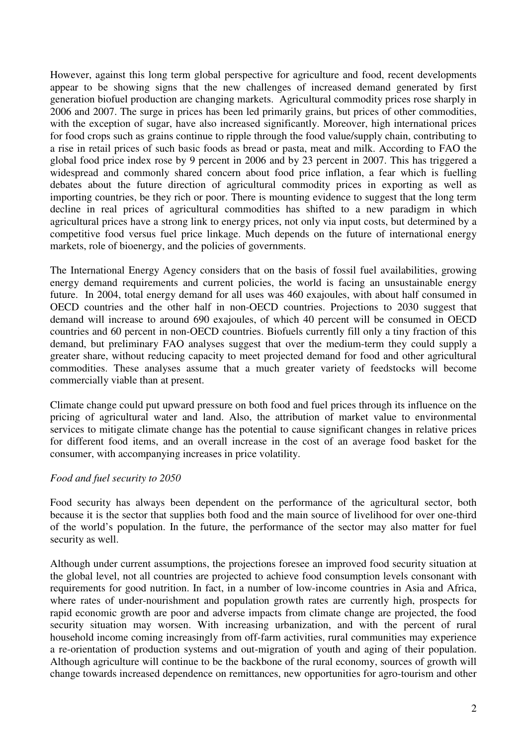However, against this long term global perspective for agriculture and food, recent developments appear to be showing signs that the new challenges of increased demand generated by first generation biofuel production are changing markets. Agricultural commodity prices rose sharply in 2006 and 2007. The surge in prices has been led primarily grains, but prices of other commodities, with the exception of sugar, have also increased significantly. Moreover, high international prices for food crops such as grains continue to ripple through the food value/supply chain, contributing to a rise in retail prices of such basic foods as bread or pasta, meat and milk. According to FAO the global food price index rose by 9 percent in 2006 and by 23 percent in 2007. This has triggered a widespread and commonly shared concern about food price inflation, a fear which is fuelling debates about the future direction of agricultural commodity prices in exporting as well as importing countries, be they rich or poor. There is mounting evidence to suggest that the long term decline in real prices of agricultural commodities has shifted to a new paradigm in which agricultural prices have a strong link to energy prices, not only via input costs, but determined by a competitive food versus fuel price linkage. Much depends on the future of international energy markets, role of bioenergy, and the policies of governments.

The International Energy Agency considers that on the basis of fossil fuel availabilities, growing energy demand requirements and current policies, the world is facing an unsustainable energy future. In 2004, total energy demand for all uses was 460 exajoules, with about half consumed in OECD countries and the other half in non-OECD countries. Projections to 2030 suggest that demand will increase to around 690 exajoules, of which 40 percent will be consumed in OECD countries and 60 percent in non-OECD countries. Biofuels currently fill only a tiny fraction of this demand, but preliminary FAO analyses suggest that over the medium-term they could supply a greater share, without reducing capacity to meet projected demand for food and other agricultural commodities. These analyses assume that a much greater variety of feedstocks will become commercially viable than at present.

Climate change could put upward pressure on both food and fuel prices through its influence on the pricing of agricultural water and land. Also, the attribution of market value to environmental services to mitigate climate change has the potential to cause significant changes in relative prices for different food items, and an overall increase in the cost of an average food basket for the consumer, with accompanying increases in price volatility.

*Food and fuel security to 2050*

Food security has always been dependent on the performance of the agricultural sector, both because it is the sector that supplies both food and the main source of livelihood for over one-third of the world's population. In the future, the performance of the sector may also matter for fuel security as well.

Although under current assumptions, the projections foresee an improved food security situation at the global level, not all countries are projected to achieve food consumption levels consonant with requirements for good nutrition. In fact, in a number of low-income countries in Asia and Africa, where rates of under-nourishment and population growth rates are currently high, prospects for rapid economic growth are poor and adverse impacts from climate change are projected, the food security situation may worsen. With increasing urbanization, and with the percent of rural household income coming increasingly from off-farm activities, rural communities may experience a re-orientation of production systems and out-migration of youth and aging of their population. Although agriculture will continue to be the backbone of the rural economy, sources of growth will change towards increased dependence on remittances, new opportunities for agro-tourism and other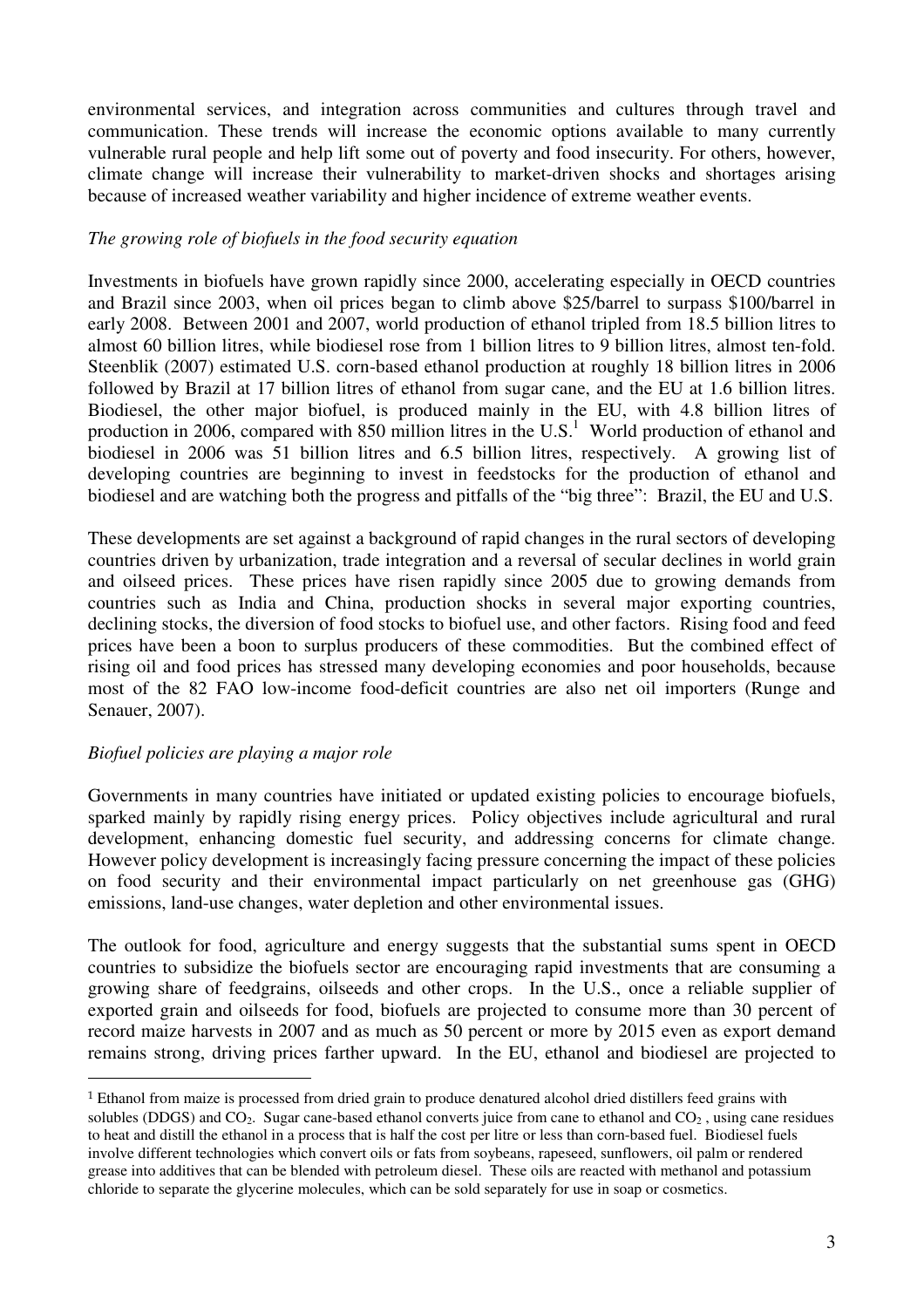environmental services, and integration across communities and cultures through travel and communication. These trends will increase the economic options available to many currently vulnerable rural people and help lift some out of poverty and food insecurity. For others, however, climate change will increase their vulnerability to market-driven shocks and shortages arising because of increased weather variability and higher incidence of extreme weather events.

*The growing role of biofuels in the food security equation*

Investments in biofuels have grown rapidly since 2000, accelerating especially in OECD countries and Brazil since 2003, when oil prices began to climb above $25/barrel to surpass $100/barrel in early 2008. Between 2001 and 2007, world production of ethanol tripled from 18.5 billion litres to almost 60 billion litres, while biodiesel rose from 1 billion litres to 9 billion litres, almost ten-fold. Steenblik (2007) estimated U.S. corn-based ethanol production at roughly 18 billion litres in 2006 followed by Brazil at 17 billion litres of ethanol from sugar cane, and the EU at 1.6 billion litres. Biodiesel, the other major biofuel, is produced mainly in the EU, with 4.8 billion litres of production in 2006, compared with 850 million litres in the U.S.[1] World production of ethanol and biodiesel in 2006 was 51 billion litres and 6.5 billion litres, respectively. A growing list of developing countries are beginning to invest in feedstocks for the production of ethanol and biodiesel and are watching both the progress and pitfalls of the "big three": Brazil, the EU and U.S.

These developments are set against a background of rapid changes in the rural sectors of developing countries driven by urbanization, trade integration and a reversal of secular declines in world grain and oilseed prices. These prices have risen rapidly since 2005 due to growing demands from countries such as India and China, production shocks in several major exporting countries, declining stocks, the diversion of food stocks to biofuel use, and other factors. Rising food and feed prices have been a boon to surplus producers of these commodities. But the combined effect of rising oil and food prices has stressed many developing economies and poor households, because most of the 82 FAO low-income food-deficit countries are also net oil importers (Runge and Senauer, 2007).

*Biofuel policies are playing a major role*

Governments in many countries have initiated or updated existing policies to encourage biofuels, sparked mainly by rapidly rising energy prices. Policy objectives include agricultural and rural development, enhancing domestic fuel security, and addressing concerns for climate change. However policy development is increasingly facing pressure concerning the impact of these policies on food security and their environmental impact particularly on net greenhouse gas (GHG) emissions, land-use changes, water depletion and other environmental issues.

The outlook for food, agriculture and energy suggests that the substantial sums spent in OECD countries to subsidize the biofuels sector are encouraging rapid investments that are consuming a growing share of feedgrains, oilseeds and other crops. In the U.S., once a reliable supplier of exported grain and oilseeds for food, biofuels are projected to consume more than 30 percent of record maize harvests in 2007 and as much as 50 percent or more by 2015 even as export demand remains strong, driving prices farther upward. In the EU, ethanol and biodiesel are projected to

---

[1] Ethanol from maize is processed from dried grain to produce denatured alcohol dried distillers feed grains with solubles (DDGS) and $CO_2$. Sugar cane-based ethanol converts juice from cane to ethanol and $CO_2$ , using cane residues to heat and distill the ethanol in a process that is half the cost per litre or less than corn-based fuel. Biodiesel fuels involve different technologies which convert oils or fats from soybeans, rapeseed, sunflowers, oil palm or rendered grease into additives that can be blended with petroleum diesel. These oils are reacted with methanol and potassium chloride to separate the glycerine molecules, which can be sold separately for use in soap or cosmetics.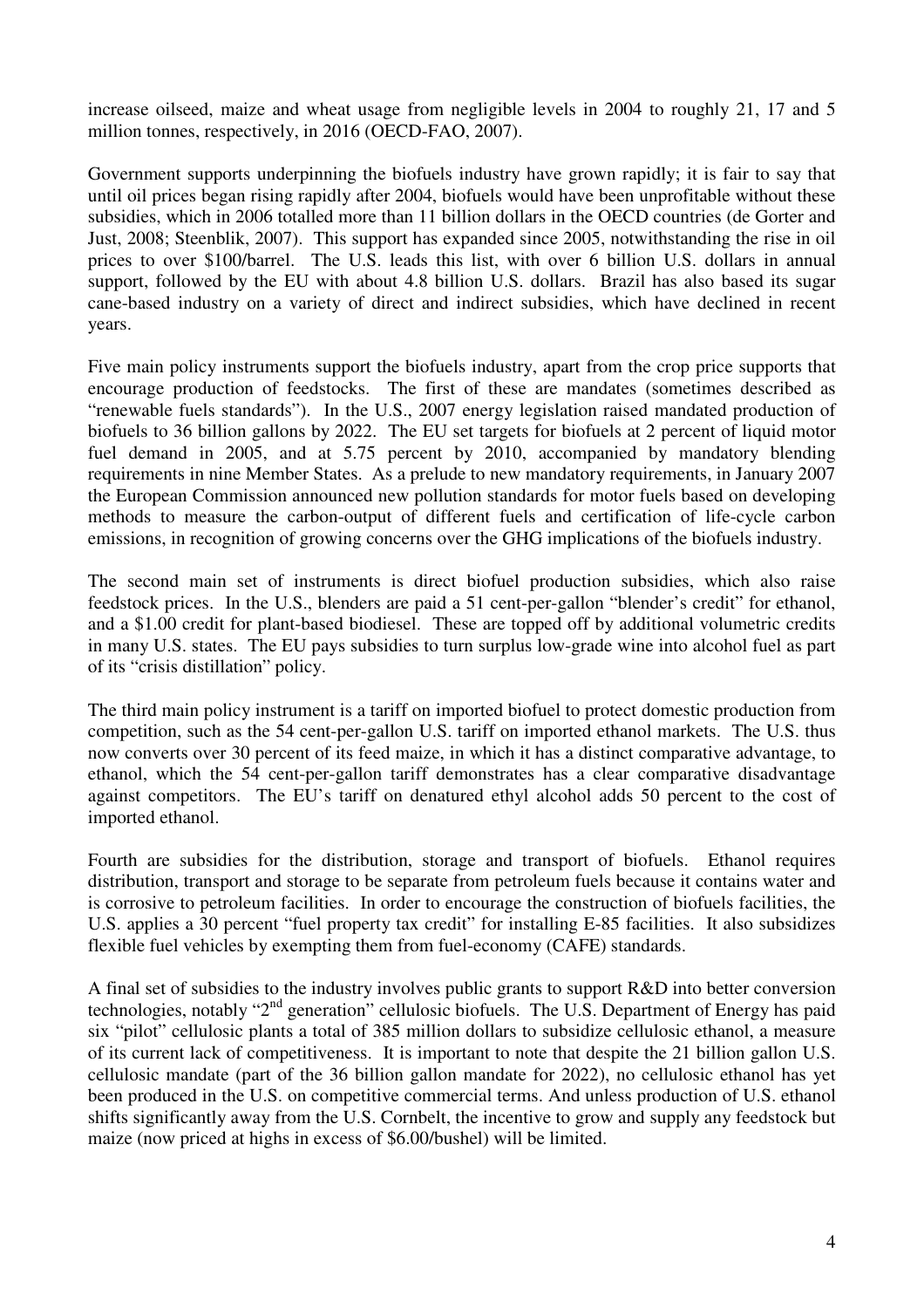increase oilseed, maize and wheat usage from negligible levels in 2004 to roughly 21, 17 and 5 million tonnes, respectively, in 2016 (OECD-FAO, 2007).

Government supports underpinning the biofuels industry have grown rapidly; it is fair to say that until oil prices began rising rapidly after 2004, biofuels would have been unprofitable without these subsidies, which in 2006 totalled more than 11 billion dollars in the OECD countries (de Gorter and Just, 2008; Steenblik, 2007). This support has expanded since 2005, notwithstanding the rise in oil prices to over \$100/barrel. The U.S. leads this list, with over 6 billion U.S. dollars in annual support, followed by the EU with about 4.8 billion U.S. dollars. Brazil has also based its sugar cane-based industry on a variety of direct and indirect subsidies, which have declined in recent years.

Five main policy instruments support the biofuels industry, apart from the crop price supports that encourage production of feedstocks. The first of these are mandates (sometimes described as "renewable fuels standards"). In the U.S., 2007 energy legislation raised mandated production of biofuels to 36 billion gallons by 2022. The EU set targets for biofuels at 2 percent of liquid motor fuel demand in 2005, and at 5.75 percent by 2010, accompanied by mandatory blending requirements in nine Member States. As a prelude to new mandatory requirements, in January 2007 the European Commission announced new pollution standards for motor fuels based on developing methods to measure the carbon-output of different fuels and certification of life-cycle carbon emissions, in recognition of growing concerns over the GHG implications of the biofuels industry.

The second main set of instruments is direct biofuel production subsidies, which also raise feedstock prices. In the U.S., blenders are paid a 51 cent-per-gallon "blender's credit" for ethanol, and a \$1.00 credit for plant-based biodiesel. These are topped off by additional volumetric credits in many U.S. states. The EU pays subsidies to turn surplus low-grade wine into alcohol fuel as part of its "crisis distillation" policy.

The third main policy instrument is a tariff on imported biofuel to protect domestic production from competition, such as the 54 cent-per-gallon U.S. tariff on imported ethanol markets. The U.S. thus now converts over 30 percent of its feed maize, in which it has a distinct comparative advantage, to ethanol, which the 54 cent-per-gallon tariff demonstrates has a clear comparative disadvantage against competitors. The EU's tariff on denatured ethyl alcohol adds 50 percent to the cost of imported ethanol.

Fourth are subsidies for the distribution, storage and transport of biofuels. Ethanol requires distribution, transport and storage to be separate from petroleum fuels because it contains water and is corrosive to petroleum facilities. In order to encourage the construction of biofuels facilities, the U.S. applies a 30 percent "fuel property tax credit" for installing E-85 facilities. It also subsidizes flexible fuel vehicles by exempting them from fuel-economy (CAFE) standards.

A final set of subsidies to the industry involves public grants to support R&D into better conversion technologies, notably "2nd generation" cellulosic biofuels. The U.S. Department of Energy has paid six "pilot" cellulosic plants a total of 385 million dollars to subsidize cellulosic ethanol, a measure of its current lack of competitiveness. It is important to note that despite the 21 billion gallon U.S. cellulosic mandate (part of the 36 billion gallon mandate for 2022), no cellulosic ethanol has yet been produced in the U.S. on competitive commercial terms. And unless production of U.S. ethanol shifts significantly away from the U.S. Cornbelt, the incentive to grow and supply any feedstock but maize (now priced at highs in excess of \$6.00/bushel) will be limited.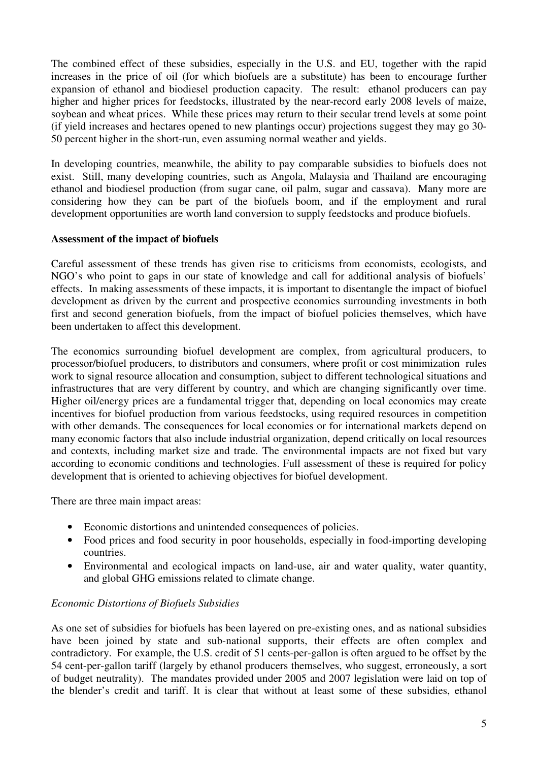The combined effect of these subsidies, especially in the U.S. and EU, together with the rapid increases in the price of oil (for which biofuels are a substitute) has been to encourage further expansion of ethanol and biodiesel production capacity. The result: ethanol producers can pay higher and higher prices for feedstocks, illustrated by the near-record early 2008 levels of maize, soybean and wheat prices. While these prices may return to their secular trend levels at some point (if yield increases and hectares opened to new plantings occur) projections suggest they may go 30-50 percent higher in the short-run, even assuming normal weather and yields.

In developing countries, meanwhile, the ability to pay comparable subsidies to biofuels does not exist. Still, many developing countries, such as Angola, Malaysia and Thailand are encouraging ethanol and biodiesel production (from sugar cane, oil palm, sugar and cassava). Many more are considering how they can be part of the biofuels boom, and if the employment and rural development opportunities are worth land conversion to supply feedstocks and produce biofuels.

**Assessment of the impact of biofuels**

Careful assessment of these trends has given rise to criticisms from economists, ecologists, and NGO's who point to gaps in our state of knowledge and call for additional analysis of biofuels' effects. In making assessments of these impacts, it is important to disentangle the impact of biofuel development as driven by the current and prospective economics surrounding investments in both first and second generation biofuels, from the impact of biofuel policies themselves, which have been undertaken to affect this development.

The economics surrounding biofuel development are complex, from agricultural producers, to processor/biofuel producers, to distributors and consumers, where profit or cost minimization rules work to signal resource allocation and consumption, subject to different technological situations and infrastructures that are very different by country, and which are changing significantly over time. Higher oil/energy prices are a fundamental trigger that, depending on local economics may create incentives for biofuel production from various feedstocks, using required resources in competition with other demands. The consequences for local economies or for international markets depend on many economic factors that also include industrial organization, depend critically on local resources and contexts, including market size and trade. The environmental impacts are not fixed but vary according to economic conditions and technologies. Full assessment of these is required for policy development that is oriented to achieving objectives for biofuel development.

There are three main impact areas:

- Economic distortions and unintended consequences of policies.
- Food prices and food security in poor households, especially in food-importing developing countries.
- Environmental and ecological impacts on land-use, air and water quality, water quantity, and global GHG emissions related to climate change.

*Economic Distortions of Biofuels Subsidies*

As one set of subsidies for biofuels has been layered on pre-existing ones, and as national subsidies have been joined by state and sub-national supports, their effects are often complex and contradictory. For example, the U.S. credit of 51 cents-per-gallon is often argued to be offset by the 54 cent-per-gallon tariff (largely by ethanol producers themselves, who suggest, erroneously, a sort of budget neutrality). The mandates provided under 2005 and 2007 legislation were laid on top of the blender's credit and tariff. It is clear that without at least some of these subsidies, ethanol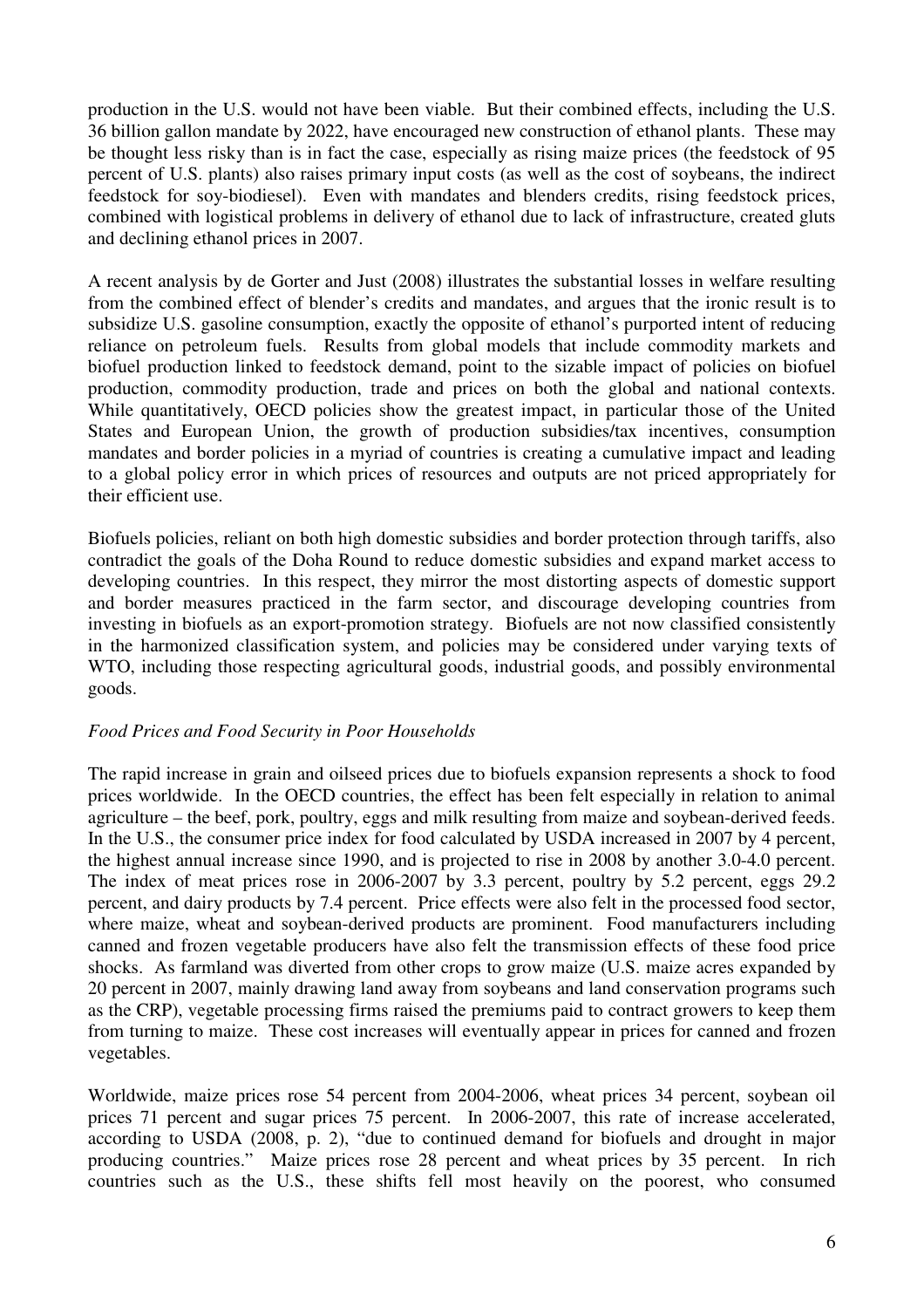production in the U.S. would not have been viable. But their combined effects, including the U.S. 36 billion gallon mandate by 2022, have encouraged new construction of ethanol plants. These may be thought less risky than is in fact the case, especially as rising maize prices (the feedstock of 95 percent of U.S. plants) also raises primary input costs (as well as the cost of soybeans, the indirect feedstock for soy-biodiesel). Even with mandates and blenders credits, rising feedstock prices, combined with logistical problems in delivery of ethanol due to lack of infrastructure, created gluts and declining ethanol prices in 2007.

A recent analysis by de Gorter and Just (2008) illustrates the substantial losses in welfare resulting from the combined effect of blender's credits and mandates, and argues that the ironic result is to subsidize U.S. gasoline consumption, exactly the opposite of ethanol's purported intent of reducing reliance on petroleum fuels. Results from global models that include commodity markets and biofuel production linked to feedstock demand, point to the sizable impact of policies on biofuel production, commodity production, trade and prices on both the global and national contexts. While quantitatively, OECD policies show the greatest impact, in particular those of the United States and European Union, the growth of production subsidies/tax incentives, consumption mandates and border policies in a myriad of countries is creating a cumulative impact and leading to a global policy error in which prices of resources and outputs are not priced appropriately for their efficient use.

Biofuels policies, reliant on both high domestic subsidies and border protection through tariffs, also contradict the goals of the Doha Round to reduce domestic subsidies and expand market access to developing countries. In this respect, they mirror the most distorting aspects of domestic support and border measures practiced in the farm sector, and discourage developing countries from investing in biofuels as an export-promotion strategy. Biofuels are not now classified consistently in the harmonized classification system, and policies may be considered under varying texts of WTO, including those respecting agricultural goods, industrial goods, and possibly environmental goods.

*Food Prices and Food Security in Poor Households*

The rapid increase in grain and oilseed prices due to biofuels expansion represents a shock to food prices worldwide. In the OECD countries, the effect has been felt especially in relation to animal agriculture – the beef, pork, poultry, eggs and milk resulting from maize and soybean-derived feeds. In the U.S., the consumer price index for food calculated by USDA increased in 2007 by 4 percent, the highest annual increase since 1990, and is projected to rise in 2008 by another 3.0-4.0 percent. The index of meat prices rose in 2006-2007 by 3.3 percent, poultry by 5.2 percent, eggs 29.2 percent, and dairy products by 7.4 percent. Price effects were also felt in the processed food sector, where maize, wheat and soybean-derived products are prominent. Food manufacturers including canned and frozen vegetable producers have also felt the transmission effects of these food price shocks. As farmland was diverted from other crops to grow maize (U.S. maize acres expanded by 20 percent in 2007, mainly drawing land away from soybeans and land conservation programs such as the CRP), vegetable processing firms raised the premiums paid to contract growers to keep them from turning to maize. These cost increases will eventually appear in prices for canned and frozen vegetables.

Worldwide, maize prices rose 54 percent from 2004-2006, wheat prices 34 percent, soybean oil prices 71 percent and sugar prices 75 percent. In 2006-2007, this rate of increase accelerated, according to USDA (2008, p. 2), "due to continued demand for biofuels and drought in major producing countries." Maize prices rose 28 percent and wheat prices by 35 percent. In rich countries such as the U.S., these shifts fell most heavily on the poorest, who consumed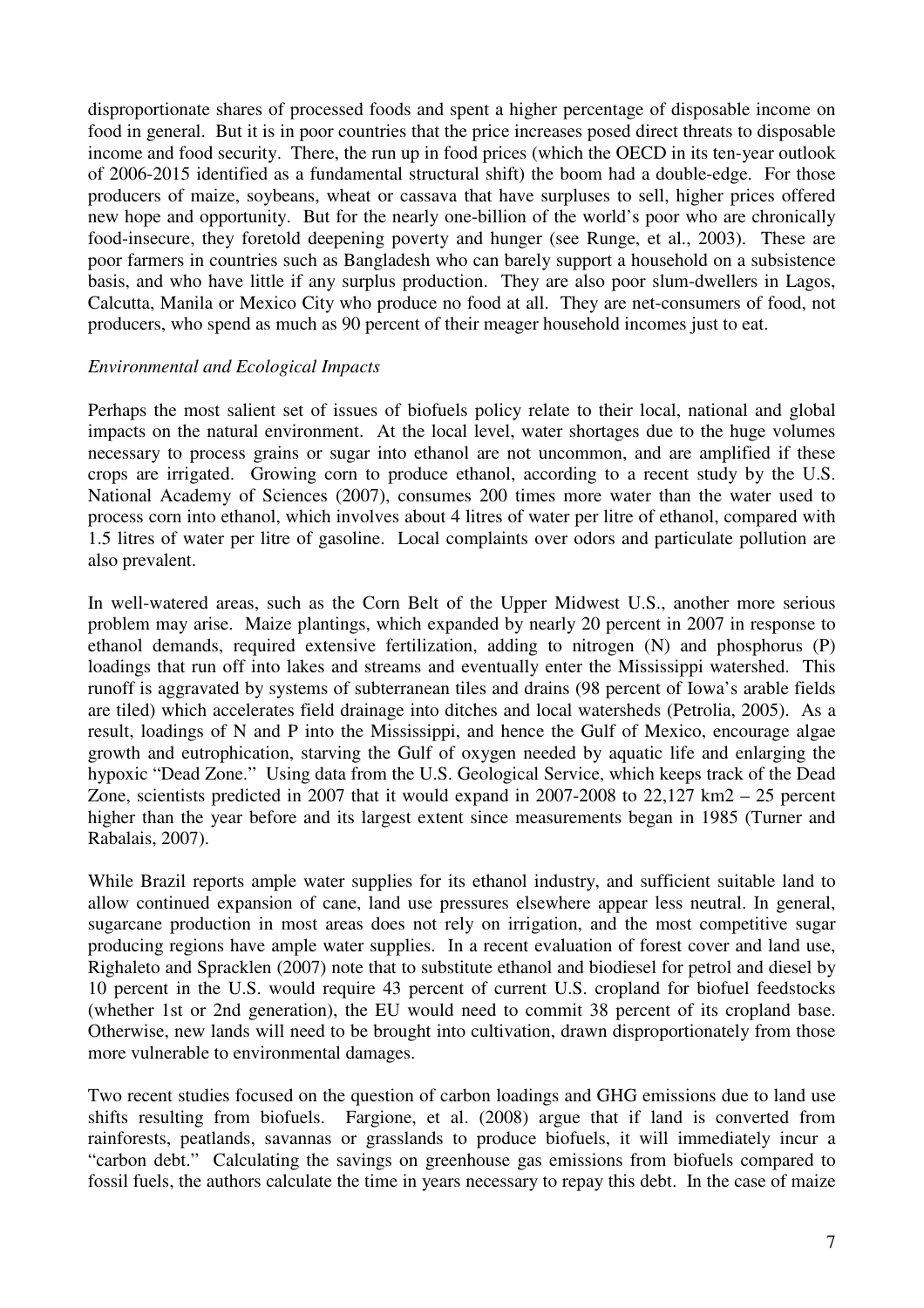disproportionate shares of processed foods and spent a higher percentage of disposable income on food in general. But it is in poor countries that the price increases posed direct threats to disposable income and food security. There, the run up in food prices (which the OECD in its ten-year outlook of 2006-2015 identified as a fundamental structural shift) the boom had a double-edge. For those producers of maize, soybeans, wheat or cassava that have surpluses to sell, higher prices offered new hope and opportunity. But for the nearly one-billion of the world's poor who are chronically food-insecure, they foretold deepening poverty and hunger (see Runge, et al., 2003). These are poor farmers in countries such as Bangladesh who can barely support a household on a subsistence basis, and who have little if any surplus production. They are also poor slum-dwellers in Lagos, Calcutta, Manila or Mexico City who produce no food at all. They are net-consumers of food, not producers, who spend as much as 90 percent of their meager household incomes just to eat.

*Environmental and Ecological Impacts*

Perhaps the most salient set of issues of biofuels policy relate to their local, national and global impacts on the natural environment. At the local level, water shortages due to the huge volumes necessary to process grains or sugar into ethanol are not uncommon, and are amplified if these crops are irrigated. Growing corn to produce ethanol, according to a recent study by the U.S. National Academy of Sciences (2007), consumes 200 times more water than the water used to process corn into ethanol, which involves about 4 litres of water per litre of ethanol, compared with 1.5 litres of water per litre of gasoline. Local complaints over odors and particulate pollution are also prevalent.

In well-watered areas, such as the Corn Belt of the Upper Midwest U.S., another more serious problem may arise. Maize plantings, which expanded by nearly 20 percent in 2007 in response to ethanol demands, required extensive fertilization, adding to nitrogen (N) and phosphorus (P) loadings that run off into lakes and streams and eventually enter the Mississippi watershed. This runoff is aggravated by systems of subterranean tiles and drains (98 percent of Iowa's arable fields are tiled) which accelerates field drainage into ditches and local watersheds (Petrolia, 2005). As a result, loadings of N and P into the Mississippi, and hence the Gulf of Mexico, encourage algae growth and eutrophication, starving the Gulf of oxygen needed by aquatic life and enlarging the hypoxic "Dead Zone." Using data from the U.S. Geological Service, which keeps track of the Dead Zone, scientists predicted in 2007 that it would expand in 2007-2008 to 22,127 km2 – 25 percent higher than the year before and its largest extent since measurements began in 1985 (Turner and Rabalais, 2007).

While Brazil reports ample water supplies for its ethanol industry, and sufficient suitable land to allow continued expansion of cane, land use pressures elsewhere appear less neutral. In general, sugarcane production in most areas does not rely on irrigation, and the most competitive sugar producing regions have ample water supplies. In a recent evaluation of forest cover and land use, Righaleto and Spracklen (2007) note that to substitute ethanol and biodiesel for petrol and diesel by 10 percent in the U.S. would require 43 percent of current U.S. cropland for biofuel feedstocks (whether 1st or 2nd generation), the EU would need to commit 38 percent of its cropland base. Otherwise, new lands will need to be brought into cultivation, drawn disproportionately from those more vulnerable to environmental damages.

Two recent studies focused on the question of carbon loadings and GHG emissions due to land use shifts resulting from biofuels. Fargione, et al. (2008) argue that if land is converted from rainforests, peatlands, savannas or grasslands to produce biofuels, it will immediately incur a "carbon debt." Calculating the savings on greenhouse gas emissions from biofuels compared to fossil fuels, the authors calculate the time in years necessary to repay this debt. In the case of maize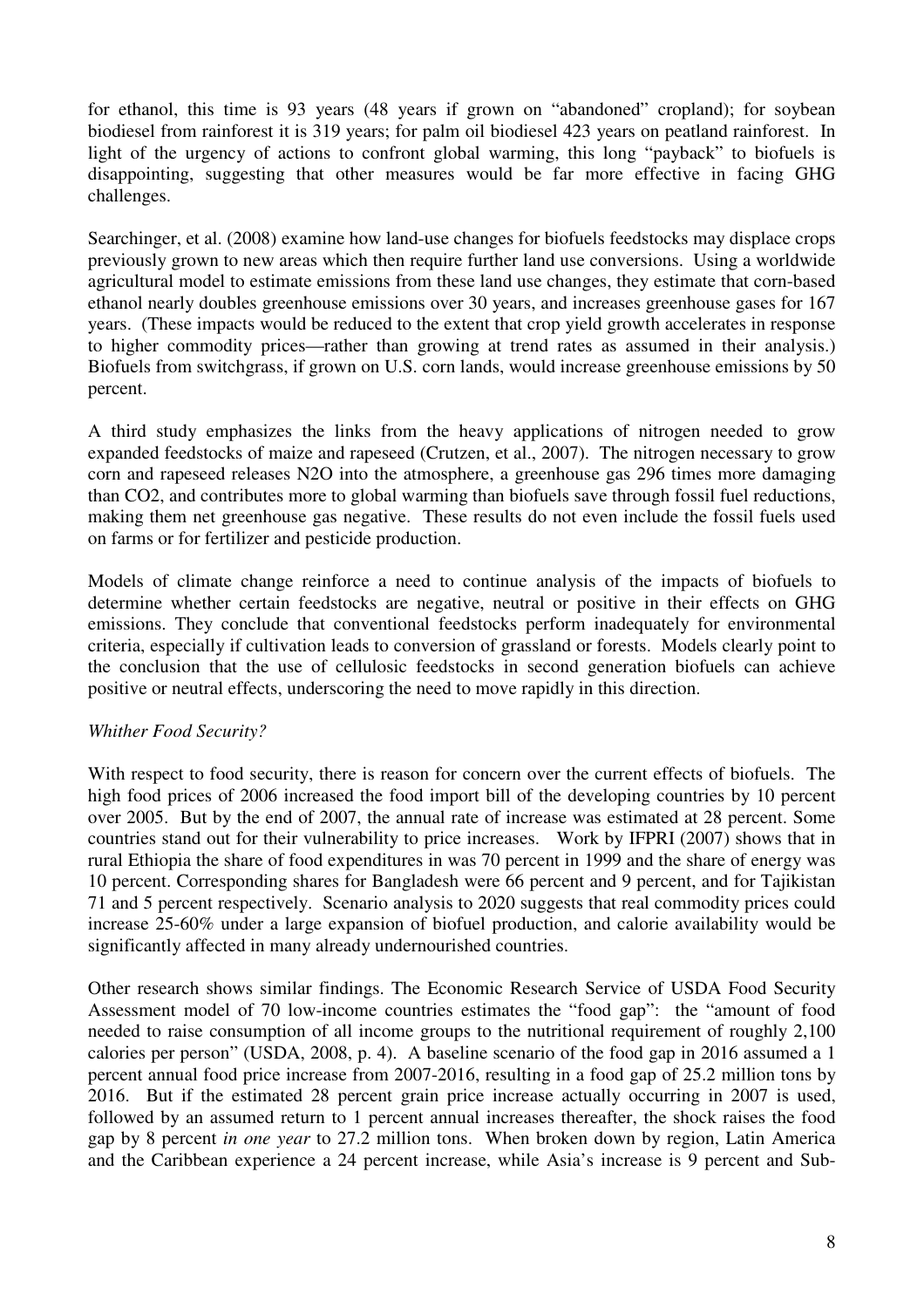for ethanol, this time is 93 years (48 years if grown on "abandoned" cropland); for soybean biodiesel from rainforest it is 319 years; for palm oil biodiesel 423 years on peatland rainforest. In light of the urgency of actions to confront global warming, this long "payback" to biofuels is disappointing, suggesting that other measures would be far more effective in facing GHG challenges.

Searchinger, et al. (2008) examine how land-use changes for biofuels feedstocks may displace crops previously grown to new areas which then require further land use conversions. Using a worldwide agricultural model to estimate emissions from these land use changes, they estimate that corn-based ethanol nearly doubles greenhouse emissions over 30 years, and increases greenhouse gases for 167 years. (These impacts would be reduced to the extent that crop yield growth accelerates in response to higher commodity prices—rather than growing at trend rates as assumed in their analysis.) Biofuels from switchgrass, if grown on U.S. corn lands, would increase greenhouse emissions by 50 percent.

A third study emphasizes the links from the heavy applications of nitrogen needed to grow expanded feedstocks of maize and rapeseed (Crutzen, et al., 2007). The nitrogen necessary to grow corn and rapeseed releases $N_2O$ into the atmosphere, a greenhouse gas 296 times more damaging than $CO_2$, and contributes more to global warming than biofuels save through fossil fuel reductions, making them net greenhouse gas negative. These results do not even include the fossil fuels used on farms or for fertilizer and pesticide production.

Models of climate change reinforce a need to continue analysis of the impacts of biofuels to determine whether certain feedstocks are negative, neutral or positive in their effects on GHG emissions. They conclude that conventional feedstocks perform inadequately for environmental criteria, especially if cultivation leads to conversion of grassland or forests. Models clearly point to the conclusion that the use of cellulosic feedstocks in second generation biofuels can achieve positive or neutral effects, underscoring the need to move rapidly in this direction.

*Whither Food Security?*

With respect to food security, there is reason for concern over the current effects of biofuels. The high food prices of 2006 increased the food import bill of the developing countries by 10 percent over 2005. But by the end of 2007, the annual rate of increase was estimated at 28 percent. Some countries stand out for their vulnerability to price increases. Work by IFPRI (2007) shows that in rural Ethiopia the share of food expenditures in was 70 percent in 1999 and the share of energy was 10 percent. Corresponding shares for Bangladesh were 66 percent and 9 percent, and for Tajikistan 71 and 5 percent respectively. Scenario analysis to 2020 suggests that real commodity prices could increase 25-60% under a large expansion of biofuel production, and calorie availability would be significantly affected in many already undernourished countries.

Other research shows similar findings. The Economic Research Service of USDA Food Security Assessment model of 70 low-income countries estimates the "food gap": the "amount of food needed to raise consumption of all income groups to the nutritional requirement of roughly 2,100 calories per person" (USDA, 2008, p. 4). A baseline scenario of the food gap in 2016 assumed a 1 percent annual food price increase from 2007-2016, resulting in a food gap of 25.2 million tons by 2016. But if the estimated 28 percent grain price increase actually occurring in 2007 is used, followed by an assumed return to 1 percent annual increases thereafter, the shock raises the food gap by 8 percent *in one year* to 27.2 million tons. When broken down by region, Latin America and the Caribbean experience a 24 percent increase, while Asia's increase is 9 percent and Sub-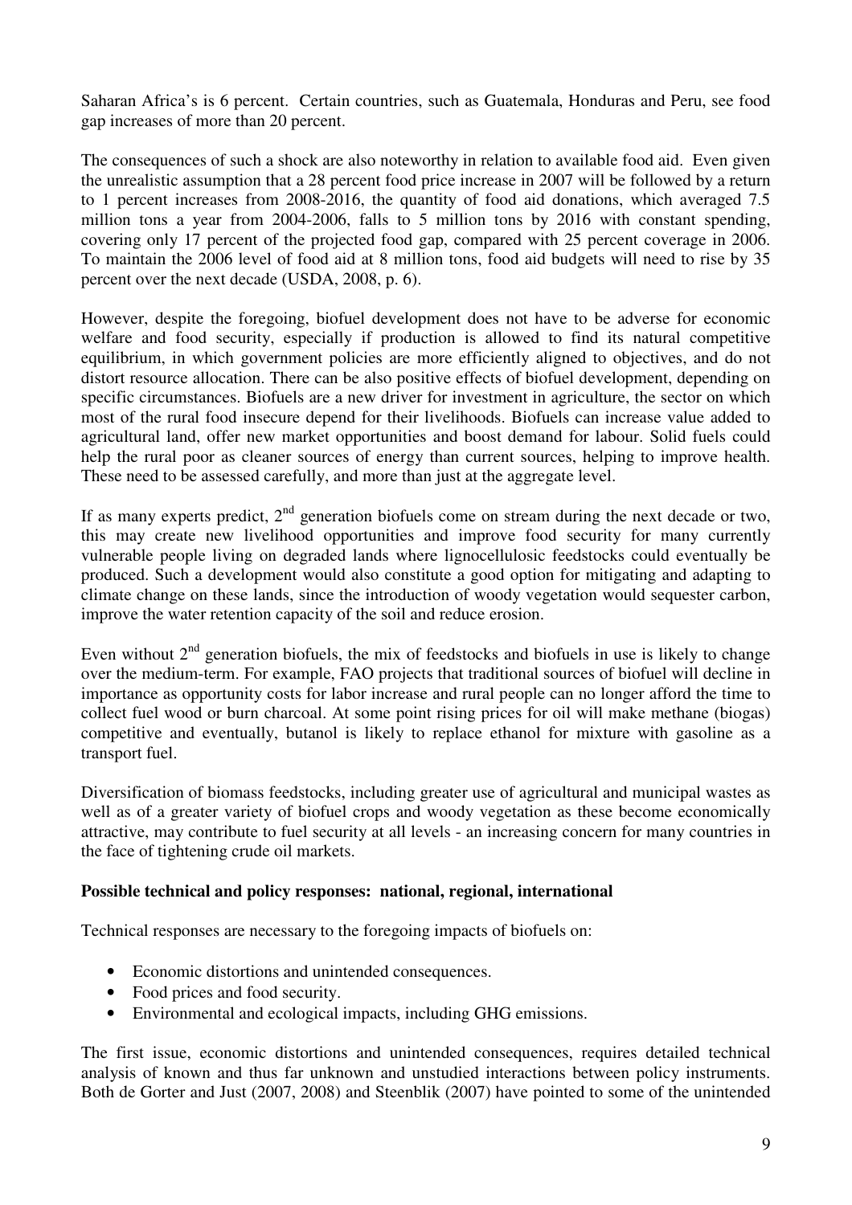Saharan Africa's is 6 percent. Certain countries, such as Guatemala, Honduras and Peru, see food gap increases of more than 20 percent.

The consequences of such a shock are also noteworthy in relation to available food aid. Even given the unrealistic assumption that a 28 percent food price increase in 2007 will be followed by a return to 1 percent increases from 2008-2016, the quantity of food aid donations, which averaged 7.5 million tons a year from 2004-2006, falls to 5 million tons by 2016 with constant spending, covering only 17 percent of the projected food gap, compared with 25 percent coverage in 2006. To maintain the 2006 level of food aid at 8 million tons, food aid budgets will need to rise by 35 percent over the next decade (USDA, 2008, p. 6).

However, despite the foregoing, biofuel development does not have to be adverse for economic welfare and food security, especially if production is allowed to find its natural competitive equilibrium, in which government policies are more efficiently aligned to objectives, and do not distort resource allocation. There can be also positive effects of biofuel development, depending on specific circumstances. Biofuels are a new driver for investment in agriculture, the sector on which most of the rural food insecure depend for their livelihoods. Biofuels can increase value added to agricultural land, offer new market opportunities and boost demand for labour. Solid fuels could help the rural poor as cleaner sources of energy than current sources, helping to improve health. These need to be assessed carefully, and more than just at the aggregate level.

If as many experts predict, 2nd generation biofuels come on stream during the next decade or two, this may create new livelihood opportunities and improve food security for many currently vulnerable people living on degraded lands where lignocellulosic feedstocks could eventually be produced. Such a development would also constitute a good option for mitigating and adapting to climate change on these lands, since the introduction of woody vegetation would sequester carbon, improve the water retention capacity of the soil and reduce erosion.

Even without 2nd generation biofuels, the mix of feedstocks and biofuels in use is likely to change over the medium-term. For example, FAO projects that traditional sources of biofuel will decline in importance as opportunity costs for labor increase and rural people can no longer afford the time to collect fuel wood or burn charcoal. At some point rising prices for oil will make methane (biogas) competitive and eventually, butanol is likely to replace ethanol for mixture with gasoline as a transport fuel.

Diversification of biomass feedstocks, including greater use of agricultural and municipal wastes as well as of a greater variety of biofuel crops and woody vegetation as these become economically attractive, may contribute to fuel security at all levels - an increasing concern for many countries in the face of tightening crude oil markets.

**Possible technical and policy responses: national, regional, international**

Technical responses are necessary to the foregoing impacts of biofuels on:

- Economic distortions and unintended consequences.
- Food prices and food security.
- Environmental and ecological impacts, including GHG emissions.

The first issue, economic distortions and unintended consequences, requires detailed technical analysis of known and thus far unknown and unstudied interactions between policy instruments. Both de Gorter and Just (2007, 2008) and Steenblik (2007) have pointed to some of the unintended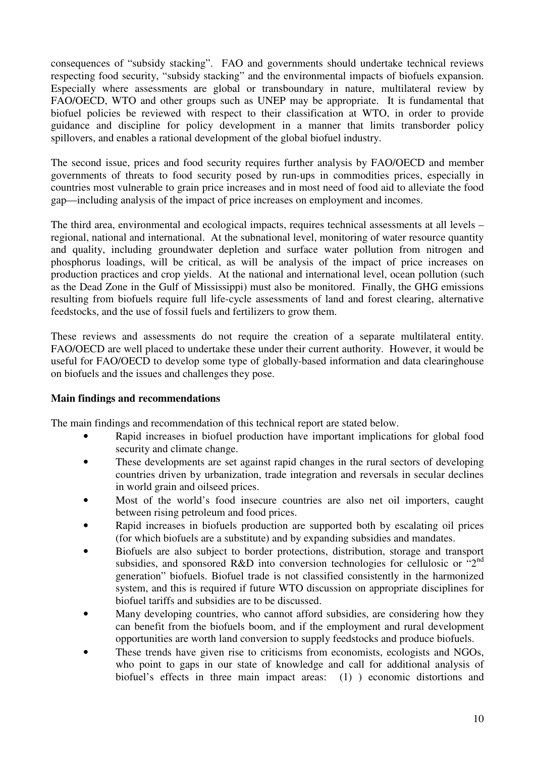consequences of "subsidy stacking". FAO and governments should undertake technical reviews respecting food security, "subsidy stacking" and the environmental impacts of biofuels expansion. Especially where assessments are global or transboundary in nature, multilateral review by FAO/OECD, WTO and other groups such as UNEP may be appropriate. It is fundamental that biofuel policies be reviewed with respect to their classification at WTO, in order to provide guidance and discipline for policy development in a manner that limits transborder policy spillovers, and enables a rational development of the global biofuel industry.

The second issue, prices and food security requires further analysis by FAO/OECD and member governments of threats to food security posed by run-ups in commodities prices, especially in countries most vulnerable to grain price increases and in most need of food aid to alleviate the food gap—including analysis of the impact of price increases on employment and incomes.

The third area, environmental and ecological impacts, requires technical assessments at all levels – regional, national and international. At the subnational level, monitoring of water resource quantity and quality, including groundwater depletion and surface water pollution from nitrogen and phosphorus loadings, will be critical, as will be analysis of the impact of price increases on production practices and crop yields. At the national and international level, ocean pollution (such as the Dead Zone in the Gulf of Mississippi) must also be monitored. Finally, the GHG emissions resulting from biofuels require full life-cycle assessments of land and forest clearing, alternative feedstocks, and the use of fossil fuels and fertilizers to grow them.

These reviews and assessments do not require the creation of a separate multilateral entity. FAO/OECD are well placed to undertake these under their current authority. However, it would be useful for FAO/OECD to develop some type of globally-based information and data clearinghouse on biofuels and the issues and challenges they pose.

**Main findings and recommendations**

The main findings and recommendation of this technical report are stated below.

- Rapid increases in biofuel production have important implications for global food security and climate change.
- These developments are set against rapid changes in the rural sectors of developing countries driven by urbanization, trade integration and reversals in secular declines in world grain and oilseed prices.
- Most of the world's food insecure countries are also net oil importers, caught between rising petroleum and food prices.
- Rapid increases in biofuels production are supported both by escalating oil prices (for which biofuels are a substitute) and by expanding subsidies and mandates.
- Biofuels are also subject to border protections, distribution, storage and transport subsidies, and sponsored R&D into conversion technologies for cellulosic or "2nd generation" biofuels. Biofuel trade is not classified consistently in the harmonized system, and this is required if future WTO discussion on appropriate disciplines for biofuel tariffs and subsidies are to be discussed.
- Many developing countries, who cannot afford subsidies, are considering how they can benefit from the biofuels boom, and if the employment and rural development opportunities are worth land conversion to supply feedstocks and produce biofuels.
- These trends have given rise to criticisms from economists, ecologists and NGOs, who point to gaps in our state of knowledge and call for additional analysis of biofuel's effects in three main impact areas: (1) ) economic distortions and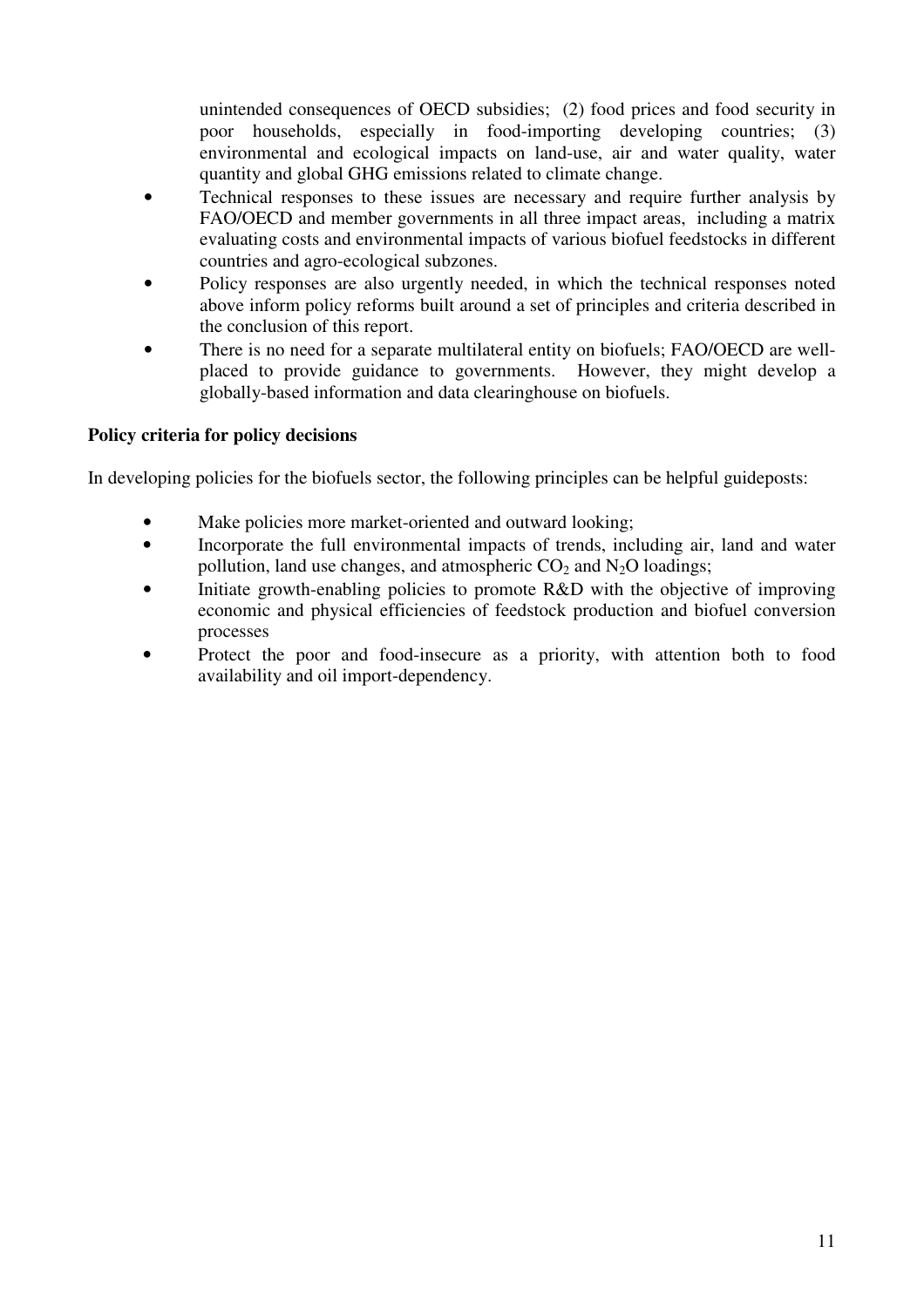unintended consequences of OECD subsidies; (2) food prices and food security in poor households, especially in food-importing developing countries; (3) environmental and ecological impacts on land-use, air and water quality, water quantity and global GHG emissions related to climate change.

- Technical responses to these issues are necessary and require further analysis by FAO/OECD and member governments in all three impact areas, including a matrix evaluating costs and environmental impacts of various biofuel feedstocks in different countries and agro-ecological subzones.
- Policy responses are also urgently needed, in which the technical responses noted above inform policy reforms built around a set of principles and criteria described in the conclusion of this report.
- There is no need for a separate multilateral entity on biofuels; FAO/OECD are well-placed to provide guidance to governments. However, they might develop a globally-based information and data clearinghouse on biofuels.

**Policy criteria for policy decisions**

In developing policies for the biofuels sector, the following principles can be helpful guideposts:

- Make policies more market-oriented and outward looking;
- Incorporate the full environmental impacts of trends, including air, land and water pollution, land use changes, and atmospheric $CO_2$ and $N_2O$ loadings;
- Initiate growth-enabling policies to promote R&D with the objective of improving economic and physical efficiencies of feedstock production and biofuel conversion processes
- Protect the poor and food-insecure as a priority, with attention both to food availability and oil import-dependency.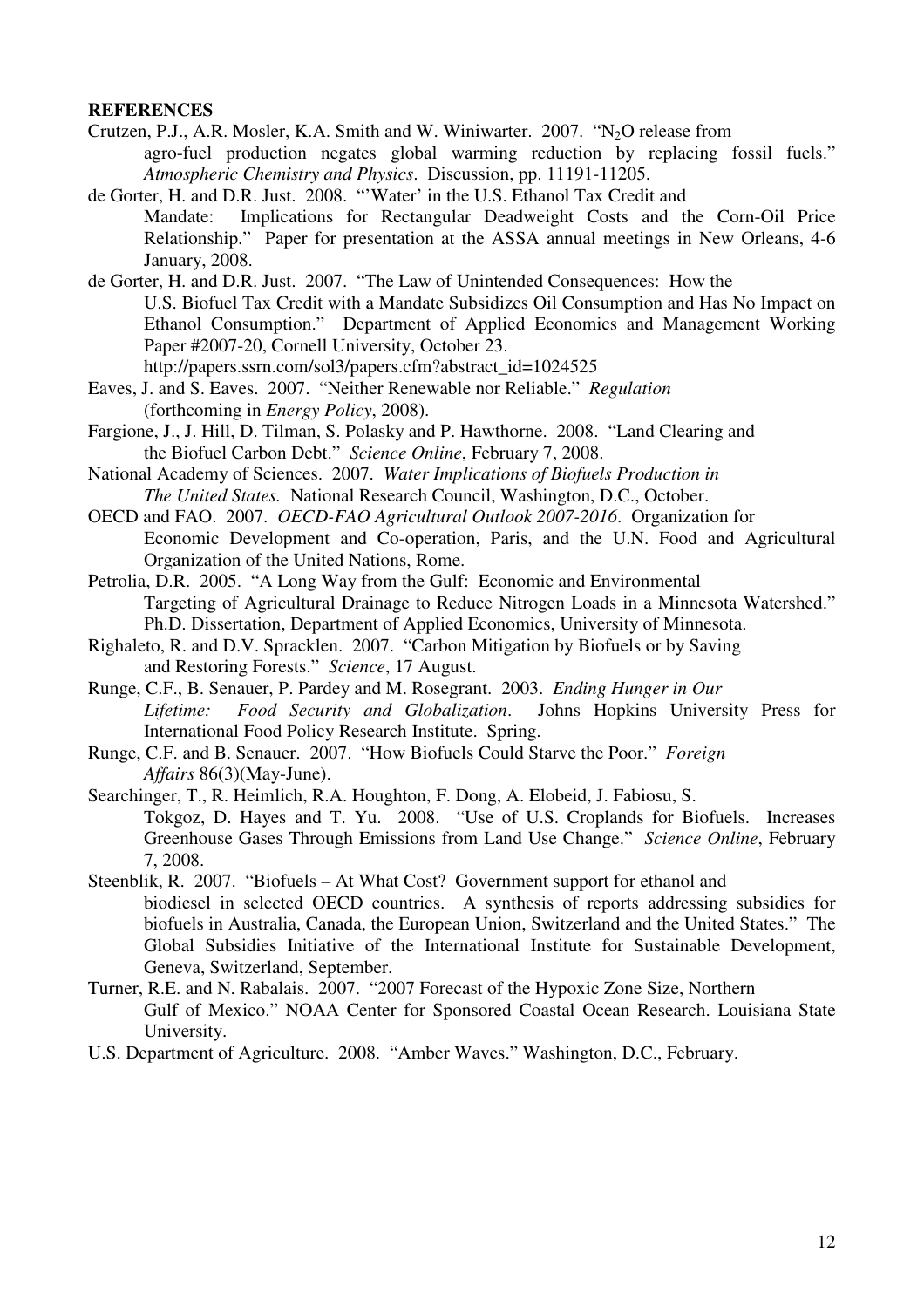**REFERENCES**

Crutzen, P.J., A.R. Mosler, K.A. Smith and W. Winiwarter. 2007. "$N_2O$ release from agro-fuel production negates global warming reduction by replacing fossil fuels." *Atmospheric Chemistry and Physics*. Discussion, pp. 11191-11205.

de Gorter, H. and D.R. Just. 2008. "'Water' in the U.S. Ethanol Tax Credit and Mandate: Implications for Rectangular Deadweight Costs and the Corn-Oil Price Relationship." Paper for presentation at the ASSA annual meetings in New Orleans, 4-6 January, 2008.

de Gorter, H. and D.R. Just. 2007. "The Law of Unintended Consequences: How the U.S. Biofuel Tax Credit with a Mandate Subsidizes Oil Consumption and Has No Impact on Ethanol Consumption." Department of Applied Economics and Management Working Paper #2007-20, Cornell University, October 23. http://papers.ssrn.com/sol3/papers.cfm?abstract_id=1024525

Eaves, J. and S. Eaves. 2007. "Neither Renewable nor Reliable." *Regulation* (forthcoming in *Energy Policy*, 2008).

Fargione, J., J. Hill, D. Tilman, S. Polasky and P. Hawthorne. 2008. "Land Clearing and the Biofuel Carbon Debt." *Science Online*, February 7, 2008.

National Academy of Sciences. 2007. *Water Implications of Biofuels Production in The United States.* National Research Council, Washington, D.C., October.

OECD and FAO. 2007. *OECD-FAO Agricultural Outlook 2007-2016*. Organization for Economic Development and Co-operation, Paris, and the U.N. Food and Agricultural Organization of the United Nations, Rome.

Petrolia, D.R. 2005. "A Long Way from the Gulf: Economic and Environmental Targeting of Agricultural Drainage to Reduce Nitrogen Loads in a Minnesota Watershed." Ph.D. Dissertation, Department of Applied Economics, University of Minnesota.

Righaleto, R. and D.V. Spracklen. 2007. "Carbon Mitigation by Biofuels or by Saving and Restoring Forests." *Science*, 17 August.

Runge, C.F., B. Senauer, P. Pardey and M. Rosegrant. 2003. *Ending Hunger in Our Lifetime: Food Security and Globalization*. Johns Hopkins University Press for International Food Policy Research Institute. Spring.

Runge, C.F. and B. Senauer. 2007. "How Biofuels Could Starve the Poor." *Foreign Affairs* 86(3)(May-June).

Searchinger, T., R. Heimlich, R.A. Houghton, F. Dong, A. Elobeid, J. Fabiosu, S. Tokgoz, D. Hayes and T. Yu. 2008. "Use of U.S. Croplands for Biofuels. Increases Greenhouse Gases Through Emissions from Land Use Change." *Science Online*, February 7, 2008.

Steenblik, R. 2007. "Biofuels – At What Cost? Government support for ethanol and biodiesel in selected OECD countries. A synthesis of reports addressing subsidies for biofuels in Australia, Canada, the European Union, Switzerland and the United States." The Global Subsidies Initiative of the International Institute for Sustainable Development, Geneva, Switzerland, September.

Turner, R.E. and N. Rabalais. 2007. "2007 Forecast of the Hypoxic Zone Size, Northern Gulf of Mexico." NOAA Center for Sponsored Coastal Ocean Research. Louisiana State University.

U.S. Department of Agriculture. 2008. "Amber Waves." Washington, D.C., February.